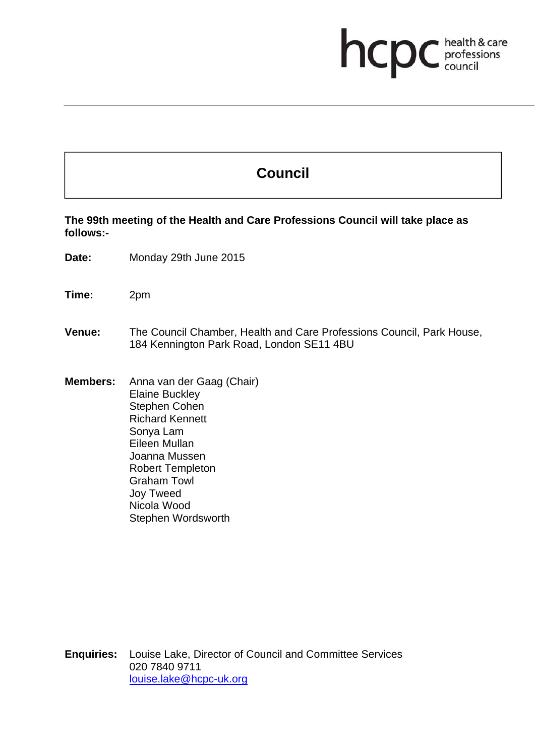hcpc health & care professions council

# Council

**The 99th meeting of the Health and Care Professions Council will take place as follows:-**

**Date:** Monday 29th June 2015

**Time:** 2pm

**Venue:** The Council Chamber, Health and Care Professions Council, Park House, 184 Kennington Park Road, London SE11 4BU

**Members:** Anna van der Gaag (Chair)
Elaine Buckley
Stephen Cohen
Richard Kennett
Sonya Lam
Eileen Mullan
Joanna Mussen
Robert Templeton
Graham Towl
Joy Tweed
Nicola Wood
Stephen Wordsworth

**Enquiries:** Louise Lake, Director of Council and Committee Services
020 7840 9711
louise.lake@hcpc-uk.org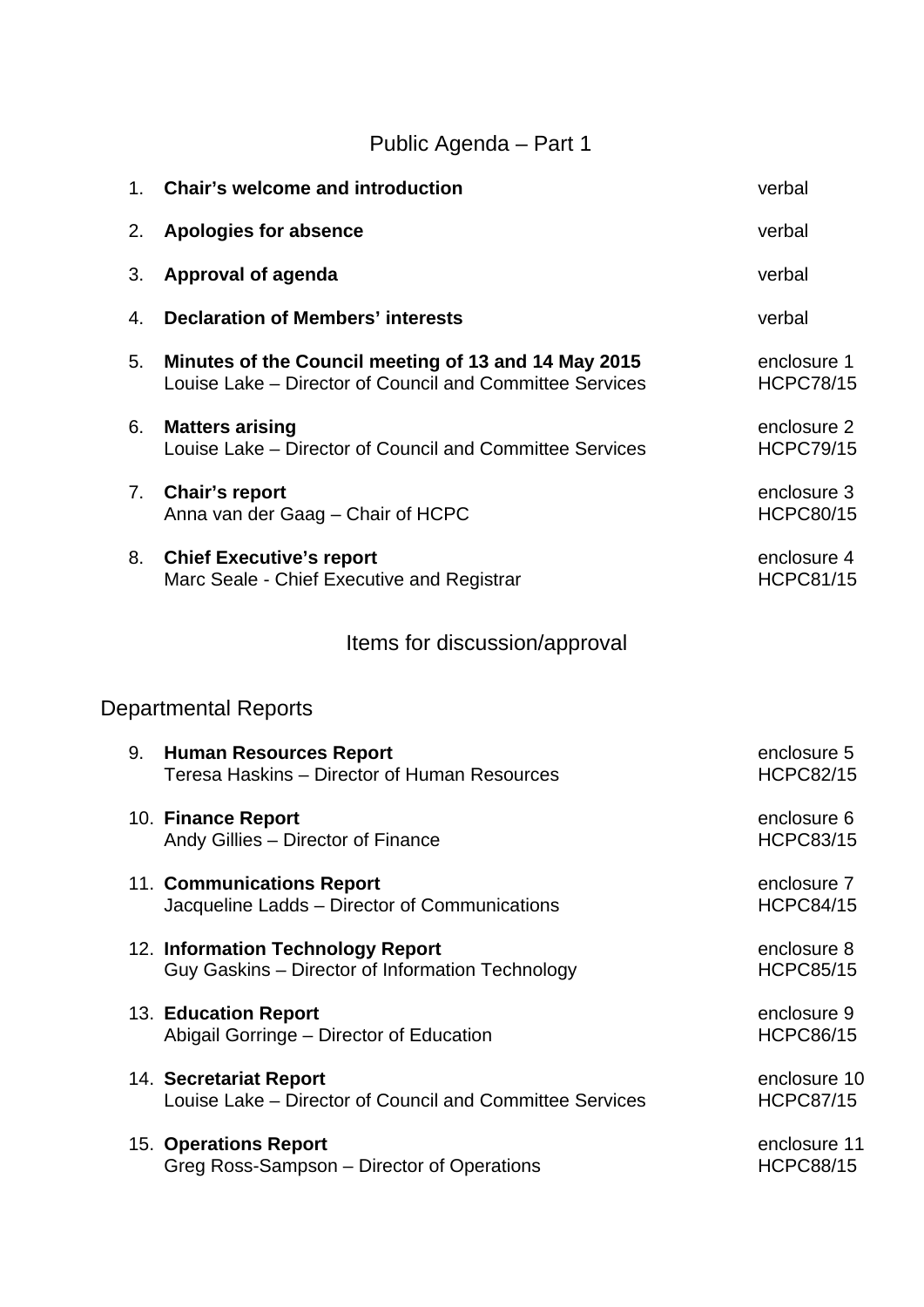## Public Agenda – Part 1

| | | |
|---|---|---|
| 1. | **Chair's welcome and introduction** | verbal |
| 2. | **Apologies for absence** | verbal |
| 3. | **Approval of agenda** | verbal |
| 4. | **Declaration of Members' interests** | verbal |
| 5. | **Minutes of the Council meeting of 13 and 14 May 2015**<br>Louise Lake – Director of Council and Committee Services | enclosure 1<br>HCPC78/15 |
| 6. | **Matters arising**<br>Louise Lake – Director of Council and Committee Services | enclosure 2<br>HCPC79/15 |
| 7. | **Chair's report**<br>Anna van der Gaag – Chair of HCPC | enclosure 3<br>HCPC80/15 |
| 8. | **Chief Executive's report**<br>Marc Seale - Chief Executive and Registrar | enclosure 4<br>HCPC81/15 |

## Items for discussion/approval

### Departmental Reports

| | | |
|---|---|---|
| 9. | **Human Resources Report**<br>Teresa Haskins – Director of Human Resources | enclosure 5<br>HCPC82/15 |
| 10. | **Finance Report**<br>Andy Gillies – Director of Finance | enclosure 6<br>HCPC83/15 |
| 11. | **Communications Report**<br>Jacqueline Ladds – Director of Communications | enclosure 7<br>HCPC84/15 |
| 12. | **Information Technology Report**<br>Guy Gaskins – Director of Information Technology | enclosure 8<br>HCPC85/15 |
| 13. | **Education Report**<br>Abigail Gorringe – Director of Education | enclosure 9<br>HCPC86/15 |
| 14. | **Secretariat Report**<br>Louise Lake – Director of Council and Committee Services | enclosure 10<br>HCPC87/15 |
| 15. | **Operations Report**<br>Greg Ross-Sampson – Director of Operations | enclosure 11<br>HCPC88/15 |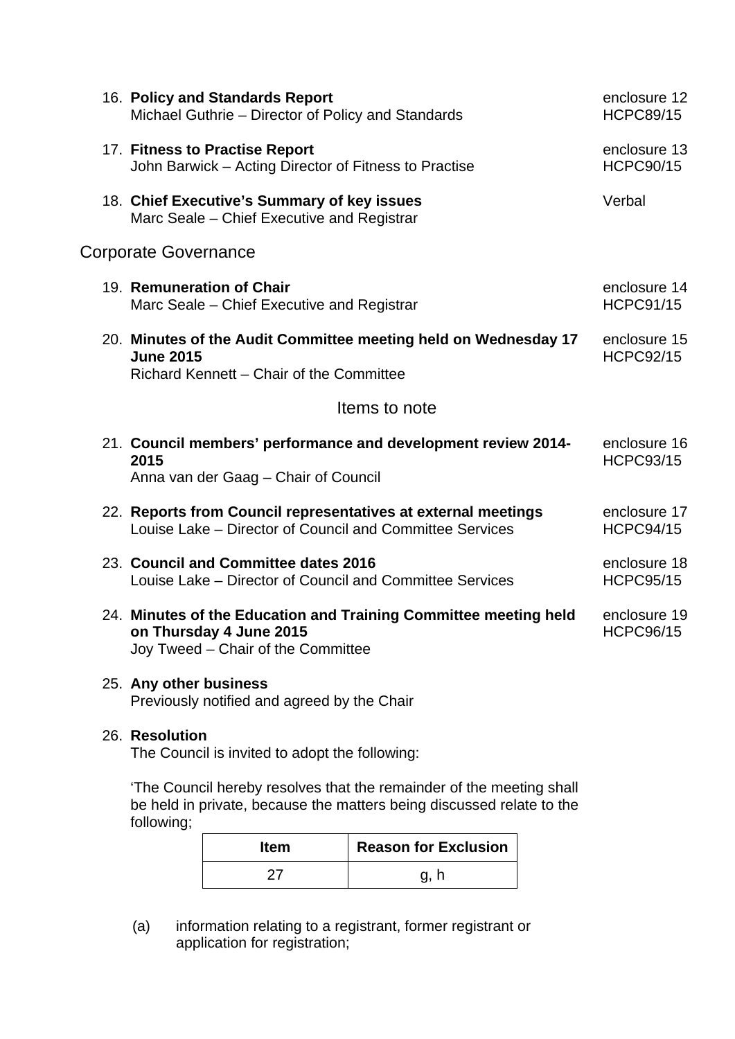16. **Policy and Standards Report** — enclosure 12, HCPC89/15
    Michael Guthrie – Director of Policy and Standards

17. **Fitness to Practise Report** — enclosure 13, HCPC90/15
    John Barwick – Acting Director of Fitness to Practise

18. **Chief Executive's Summary of key issues** — Verbal
    Marc Seale – Chief Executive and Registrar

## Corporate Governance

19. **Remuneration of Chair** — enclosure 14, HCPC91/15
    Marc Seale – Chief Executive and Registrar

20. **Minutes of the Audit Committee meeting held on Wednesday 17 June 2015** — enclosure 15, HCPC92/15
    Richard Kennett – Chair of the Committee

## Items to note

21. **Council members' performance and development review 2014-2015** — enclosure 16, HCPC93/15
    Anna van der Gaag – Chair of Council

22. **Reports from Council representatives at external meetings** — enclosure 17, HCPC94/15
    Louise Lake – Director of Council and Committee Services

23. **Council and Committee dates 2016** — enclosure 18, HCPC95/15
    Louise Lake – Director of Council and Committee Services

24. **Minutes of the Education and Training Committee meeting held on Thursday 4 June 2015** — enclosure 19, HCPC96/15
    Joy Tweed – Chair of the Committee

25. **Any other business**
    Previously notified and agreed by the Chair

26. **Resolution**
    The Council is invited to adopt the following:

    'The Council hereby resolves that the remainder of the meeting shall be held in private, because the matters being discussed relate to the following;

| Item | Reason for Exclusion |
|---|---|
| 27 | g, h |

(a) information relating to a registrant, former registrant or application for registration;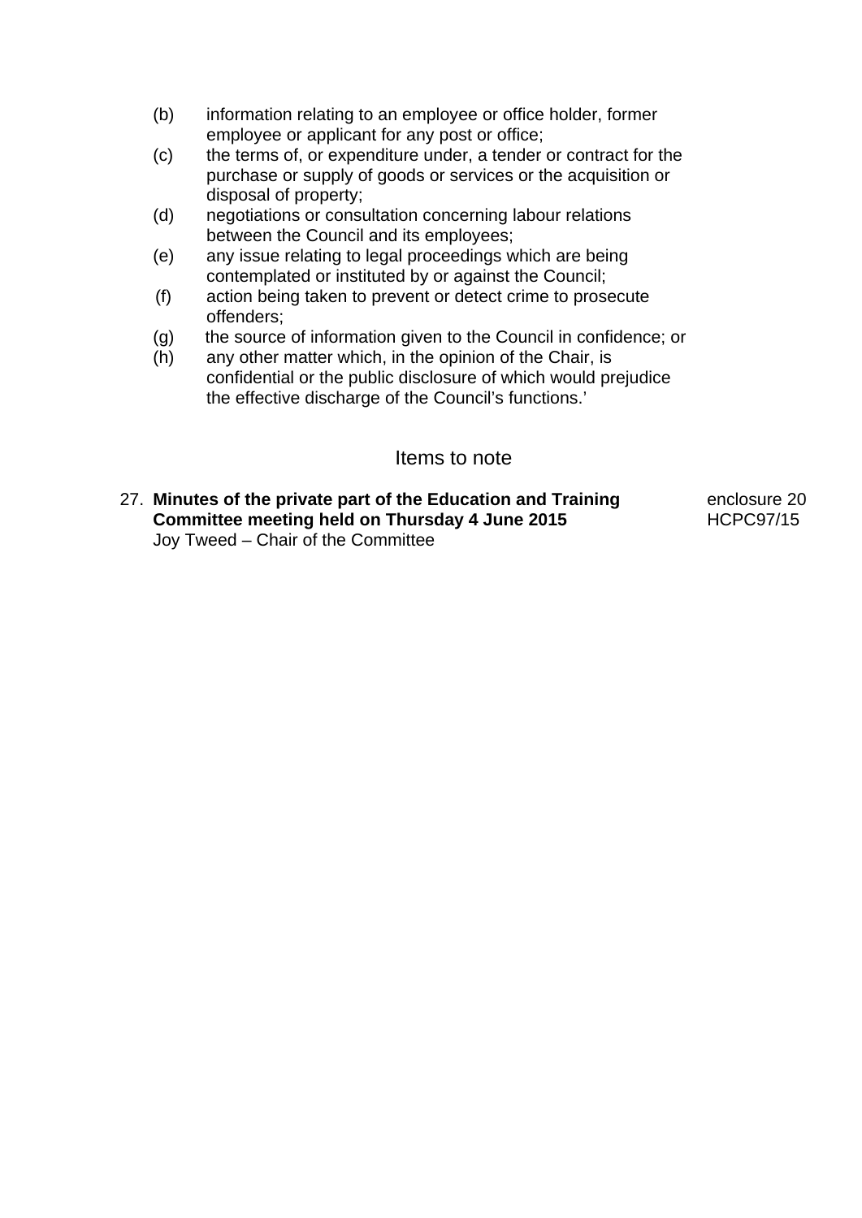(b) information relating to an employee or office holder, former employee or applicant for any post or office;

(c) the terms of, or expenditure under, a tender or contract for the purchase or supply of goods or services or the acquisition or disposal of property;

(d) negotiations or consultation concerning labour relations between the Council and its employees;

(e) any issue relating to legal proceedings which are being contemplated or instituted by or against the Council;

(f) action being taken to prevent or detect crime to prosecute offenders;

(g) the source of information given to the Council in confidence; or

(h) any other matter which, in the opinion of the Chair, is confidential or the public disclosure of which would prejudice the effective discharge of the Council's functions.'

## Items to note

27. **Minutes of the private part of the Education and Training Committee meeting held on Thursday 4 June 2015** — enclosure 20, HCPC97/15
    Joy Tweed – Chair of the Committee